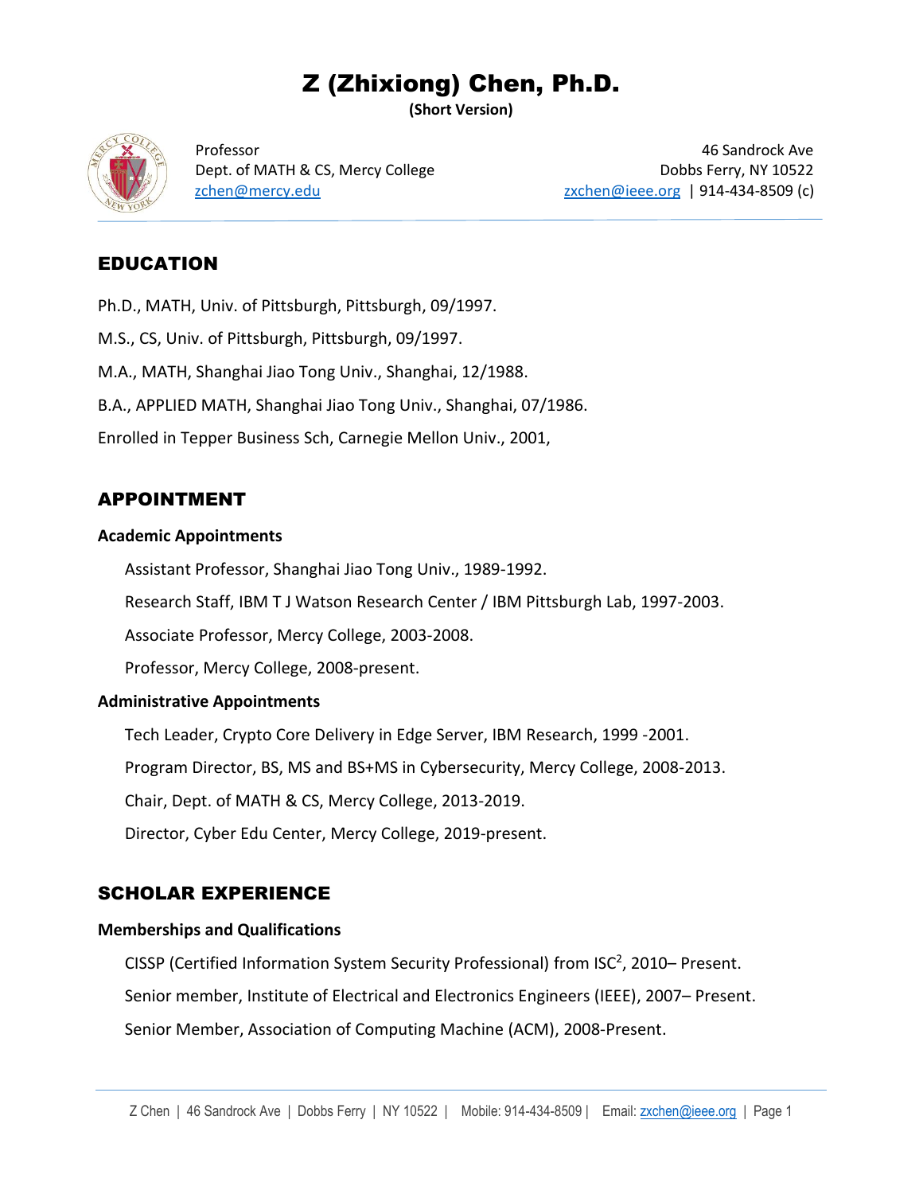# Z (Zhixiong) Chen, Ph.D.

**(Short Version)**

Professor
Dept. of MATH & CS, Mercy College
zchen@mercy.edu

46 Sandrock Ave
Dobbs Ferry, NY 10522
zxchen@ieee.org | 914-434-8509 (c)

## EDUCATION

Ph.D., MATH, Univ. of Pittsburgh, Pittsburgh, 09/1997.

M.S., CS, Univ. of Pittsburgh, Pittsburgh, 09/1997.

M.A., MATH, Shanghai Jiao Tong Univ., Shanghai, 12/1988.

B.A., APPLIED MATH, Shanghai Jiao Tong Univ., Shanghai, 07/1986.

Enrolled in Tepper Business Sch, Carnegie Mellon Univ., 2001,

## APPOINTMENT

### Academic Appointments

Assistant Professor, Shanghai Jiao Tong Univ., 1989-1992.

Research Staff, IBM T J Watson Research Center / IBM Pittsburgh Lab, 1997-2003.

Associate Professor, Mercy College, 2003-2008.

Professor, Mercy College, 2008-present.

### Administrative Appointments

Tech Leader, Crypto Core Delivery in Edge Server, IBM Research, 1999 -2001.

Program Director, BS, MS and BS+MS in Cybersecurity, Mercy College, 2008-2013.

Chair, Dept. of MATH & CS, Mercy College, 2013-2019.

Director, Cyber Edu Center, Mercy College, 2019-present.

## SCHOLAR EXPERIENCE

### Memberships and Qualifications

CISSP (Certified Information System Security Professional) from $ISC^2$, 2010– Present.

Senior member, Institute of Electrical and Electronics Engineers (IEEE), 2007– Present.

Senior Member, Association of Computing Machine (ACM), 2008-Present.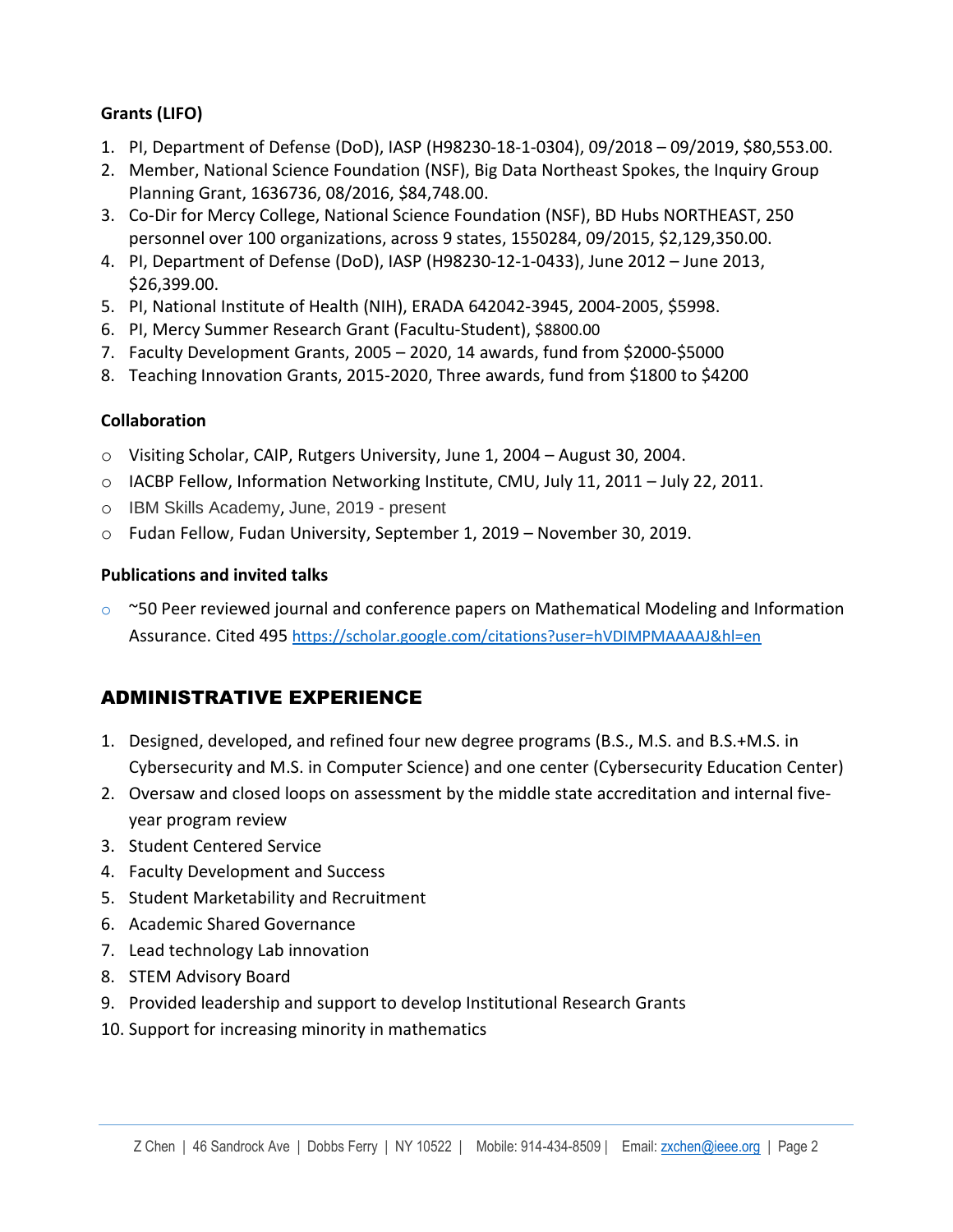**Grants (LIFO)**

1. PI, Department of Defense (DoD), IASP (H98230-18-1-0304), 09/2018 – 09/2019, $80,553.00.
2. Member, National Science Foundation (NSF), Big Data Northeast Spokes, the Inquiry Group Planning Grant, 1636736, 08/2016, $84,748.00.
3. Co-Dir for Mercy College, National Science Foundation (NSF), BD Hubs NORTHEAST, 250 personnel over 100 organizations, across 9 states, 1550284, 09/2015, $2,129,350.00.
4. PI, Department of Defense (DoD), IASP (H98230-12-1-0433), June 2012 – June 2013, $26,399.00.
5. PI, National Institute of Health (NIH), ERADA 642042-3945, 2004-2005, $5998.
6. PI, Mercy Summer Research Grant (Facultu-Student), $8800.00
7. Faculty Development Grants, 2005 – 2020, 14 awards, fund from $2000-$5000
8. Teaching Innovation Grants, 2015-2020, Three awards, fund from $1800 to $4200

**Collaboration**

- Visiting Scholar, CAIP, Rutgers University, June 1, 2004 – August 30, 2004.
- IACBP Fellow, Information Networking Institute, CMU, July 11, 2011 – July 22, 2011.
- IBM Skills Academy, June, 2019 - present
- Fudan Fellow, Fudan University, September 1, 2019 – November 30, 2019.

**Publications and invited talks**

- ~50 Peer reviewed journal and conference papers on Mathematical Modeling and Information Assurance. Cited 495 https://scholar.google.com/citations?user=hVDIMPMAAAAJ&hl=en

## ADMINISTRATIVE EXPERIENCE

1. Designed, developed, and refined four new degree programs (B.S., M.S. and B.S.+M.S. in Cybersecurity and M.S. in Computer Science) and one center (Cybersecurity Education Center)
2. Oversaw and closed loops on assessment by the middle state accreditation and internal five-year program review
3. Student Centered Service
4. Faculty Development and Success
5. Student Marketability and Recruitment
6. Academic Shared Governance
7. Lead technology Lab innovation
8. STEM Advisory Board
9. Provided leadership and support to develop Institutional Research Grants
10. Support for increasing minority in mathematics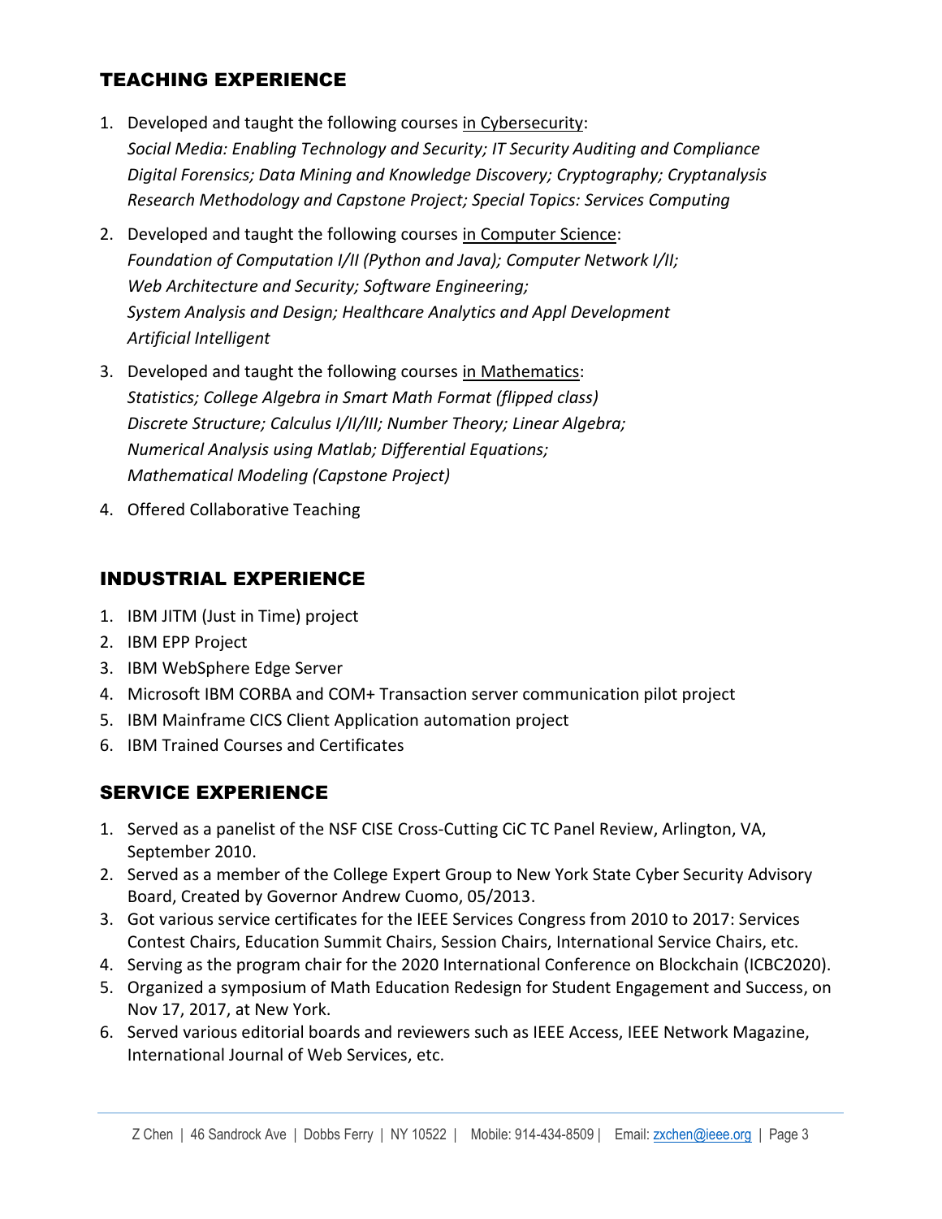## TEACHING EXPERIENCE

1. Developed and taught the following courses <u>in Cybersecurity</u>:
   *Social Media: Enabling Technology and Security; IT Security Auditing and Compliance*
   *Digital Forensics; Data Mining and Knowledge Discovery; Cryptography; Cryptanalysis*
   *Research Methodology and Capstone Project; Special Topics: Services Computing*
2. Developed and taught the following courses <u>in Computer Science</u>:
   *Foundation of Computation I/II (Python and Java); Computer Network I/II;*
   *Web Architecture and Security; Software Engineering;*
   *System Analysis and Design; Healthcare Analytics and Appl Development*
   *Artificial Intelligent*
3. Developed and taught the following courses <u>in Mathematics</u>:
   *Statistics; College Algebra in Smart Math Format (flipped class)*
   *Discrete Structure; Calculus I/II/III; Number Theory; Linear Algebra;*
   *Numerical Analysis using Matlab; Differential Equations;*
   *Mathematical Modeling (Capstone Project)*
4. Offered Collaborative Teaching

## INDUSTRIAL EXPERIENCE

1. IBM JITM (Just in Time) project
2. IBM EPP Project
3. IBM WebSphere Edge Server
4. Microsoft IBM CORBA and COM+ Transaction server communication pilot project
5. IBM Mainframe CICS Client Application automation project
6. IBM Trained Courses and Certificates

## SERVICE EXPERIENCE

1. Served as a panelist of the NSF CISE Cross-Cutting CiC TC Panel Review, Arlington, VA, September 2010.
2. Served as a member of the College Expert Group to New York State Cyber Security Advisory Board, Created by Governor Andrew Cuomo, 05/2013.
3. Got various service certificates for the IEEE Services Congress from 2010 to 2017: Services Contest Chairs, Education Summit Chairs, Session Chairs, International Service Chairs, etc.
4. Serving as the program chair for the 2020 International Conference on Blockchain (ICBC2020).
5. Organized a symposium of Math Education Redesign for Student Engagement and Success, on Nov 17, 2017, at New York.
6. Served various editorial boards and reviewers such as IEEE Access, IEEE Network Magazine, International Journal of Web Services, etc.